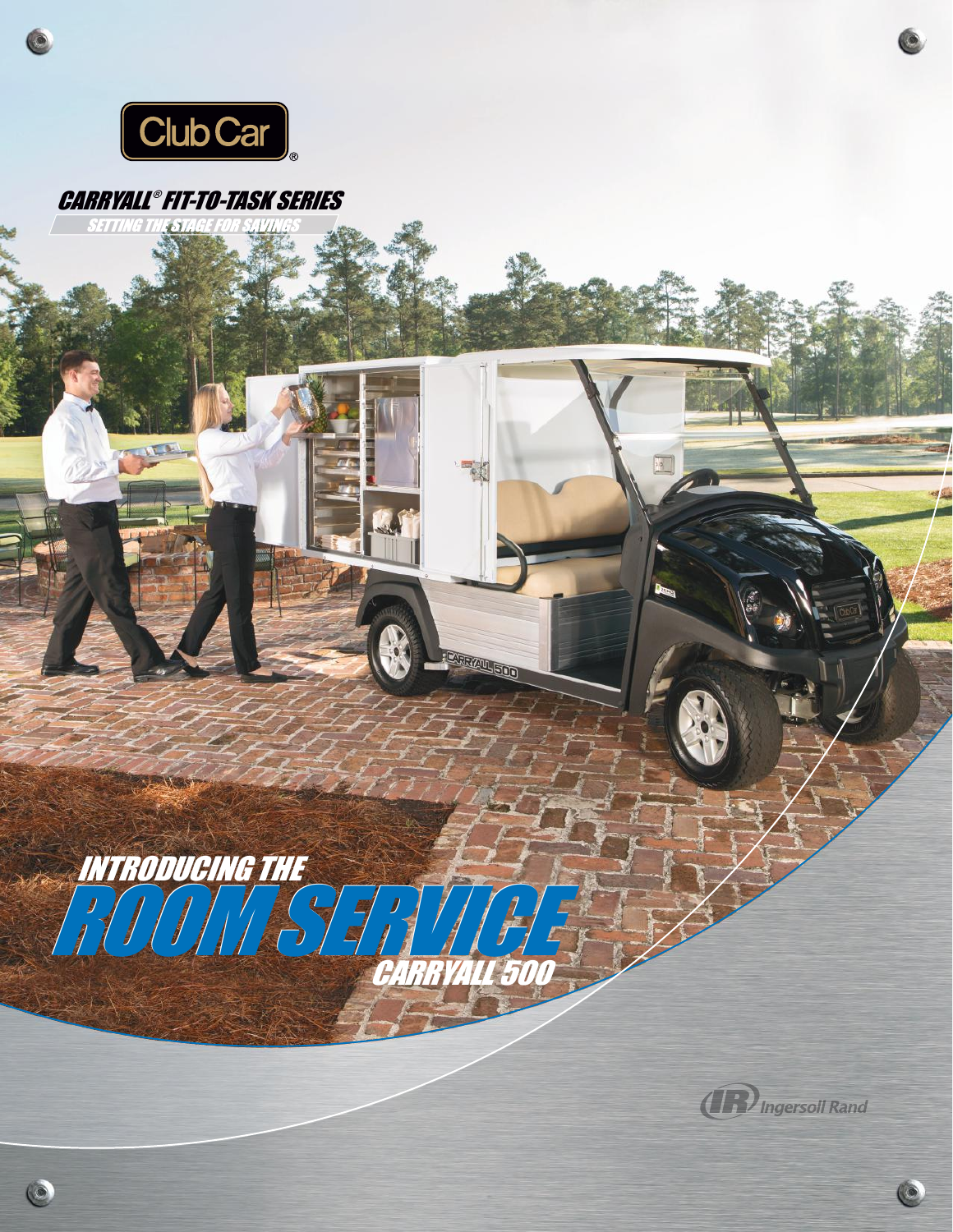Club Car®

*CARRYALL® FIT-TO-TASK SERIES*

*SETTING THE STAGE FOR SAVINGS*

# *INTRODUCING THE ROOM SERVICE CARRYALL 500*

Ingersoll Rand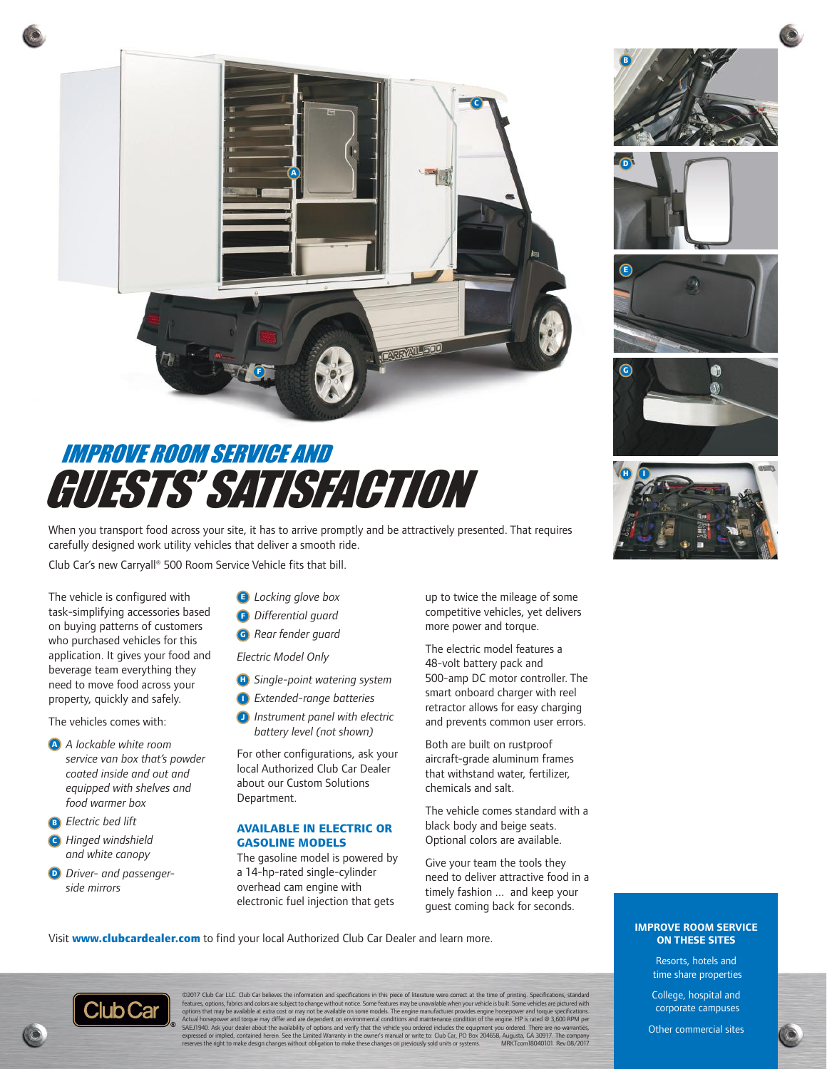# IMPROVE ROOM SERVICE AND GUESTS' SATISFACTION

When you transport food across your site, it has to arrive promptly and be attractively presented. That requires carefully designed work utility vehicles that deliver a smooth ride.

Club Car's new Carryall® 500 Room Service Vehicle fits that bill.

The vehicle is configured with task-simplifying accessories based on buying patterns of customers who purchased vehicles for this application. It gives your food and beverage team everything they need to move food across your property, quickly and safely.

The vehicles comes with:

- **A** *A lockable white room service van box that's powder coated inside and out and equipped with shelves and food warmer box*
- **B** *Electric bed lift*
- **C** *Hinged windshield and white canopy*
- **D** *Driver- and passenger-side mirrors*
- **E** *Locking glove box*
- **F** *Differential guard*
- **G** *Rear fender guard*

*Electric Model Only*

- **H** *Single-point watering system*
- **I** *Extended-range batteries*
- **J** *Instrument panel with electric battery level (not shown)*

For other configurations, ask your local Authorized Club Car Dealer about our Custom Solutions Department.

### AVAILABLE IN ELECTRIC OR GASOLINE MODELS

The gasoline model is powered by a 14-hp-rated single-cylinder overhead cam engine with electronic fuel injection that gets up to twice the mileage of some competitive vehicles, yet delivers more power and torque.

The electric model features a 48-volt battery pack and 500-amp DC motor controller. The smart onboard charger with reel retractor allows for easy charging and prevents common user errors.

Both are built on rustproof aircraft-grade aluminum frames that withstand water, fertilizer, chemicals and salt.

The vehicle comes standard with a black body and beige seats. Optional colors are available.

Give your team the tools they need to deliver attractive food in a timely fashion ... and keep your guest coming back for seconds.

Visit **www.clubcardealer.com** to find your local Authorized Club Car Dealer and learn more.

**IMPROVE ROOM SERVICE ON THESE SITES**

Resorts, hotels and time share properties

College, hospital and corporate campuses

Other commercial sites

©2017 Club Car LLC. Club Car believes the information and specifications in this piece of literature were correct at the time of printing. Specifications, standard features, options, fabrics and colors are subject to change without notice. Some features may be unavailable when your vehicle is built. Some vehicles are pictured with options that may be available at extra cost or may not be available on some models. The engine manufacturer provides engine horsepower and torque specifications. Actual horsepower and torque may differ and are dependent on environmental conditions and maintenance condition of the engine. HP is rated @ 3,600 RPM per SAEJ1940. Ask your dealer about the availability of options and verify that the vehicle you ordered includes the equipment you ordered. There are no warranties, expressed or implied, contained herein. See the Limited Warranty in the owner's manual or write to: Club Car, PO Box 204658, Augusta, GA 30917. The company reserves the right to make design changes without obligation to make these changes on previously sold units or systems. MRKTcom18040101 Rev 08/2017